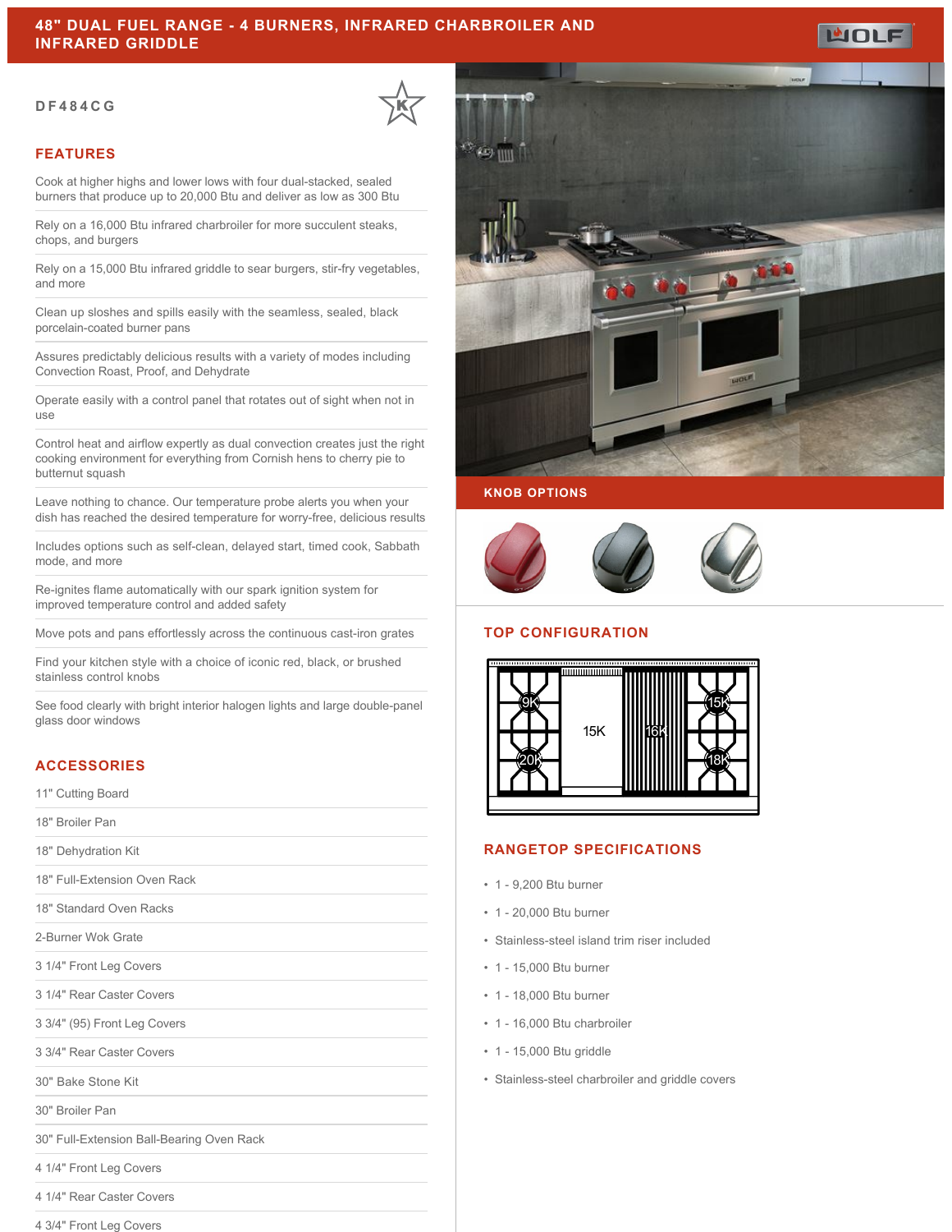# 48" DUAL FUEL RANGE - 4 BURNERS, INFRARED CHARBROILER AND INFRARED GRIDDLE

DF484CG

## FEATURES

- Cook at higher highs and lower lows with four dual-stacked, sealed burners that produce up to 20,000 Btu and deliver as low as 300 Btu
- Rely on a 16,000 Btu infrared charbroiler for more succulent steaks, chops, and burgers
- Rely on a 15,000 Btu infrared griddle to sear burgers, stir-fry vegetables, and more
- Clean up sloshes and spills easily with the seamless, sealed, black porcelain-coated burner pans
- Assures predictably delicious results with a variety of modes including Convection Roast, Proof, and Dehydrate
- Operate easily with a control panel that rotates out of sight when not in use
- Control heat and airflow expertly as dual convection creates just the right cooking environment for everything from Cornish hens to cherry pie to butternut squash
- Leave nothing to chance. Our temperature probe alerts you when your dish has reached the desired temperature for worry-free, delicious results
- Includes options such as self-clean, delayed start, timed cook, Sabbath mode, and more
- Re-ignites flame automatically with our spark ignition system for improved temperature control and added safety
- Move pots and pans effortlessly across the continuous cast-iron grates
- Find your kitchen style with a choice of iconic red, black, or brushed stainless control knobs
- See food clearly with bright interior halogen lights and large double-panel glass door windows

## ACCESSORIES

- 11" Cutting Board
- 18" Broiler Pan
- 18" Dehydration Kit
- 18" Full-Extension Oven Rack
- 18" Standard Oven Racks
- 2-Burner Wok Grate
- 3 1/4" Front Leg Covers
- 3 1/4" Rear Caster Covers
- 3 3/4" (95) Front Leg Covers
- 3 3/4" Rear Caster Covers
- 30" Bake Stone Kit
- 30" Broiler Pan
- 30" Full-Extension Ball-Bearing Oven Rack
- 4 1/4" Front Leg Covers
- 4 1/4" Rear Caster Covers
- 4 3/4" Front Leg Covers

## KNOB OPTIONS

## TOP CONFIGURATION

9K, 20K, 15K, 16K, 15K, 18K

## RANGETOP SPECIFICATIONS

- 1 - 9,200 Btu burner
- 1 - 20,000 Btu burner
- Stainless-steel island trim riser included
- 1 - 15,000 Btu burner
- 1 - 18,000 Btu burner
- 1 - 16,000 Btu charbroiler
- 1 - 15,000 Btu griddle
- Stainless-steel charbroiler and griddle covers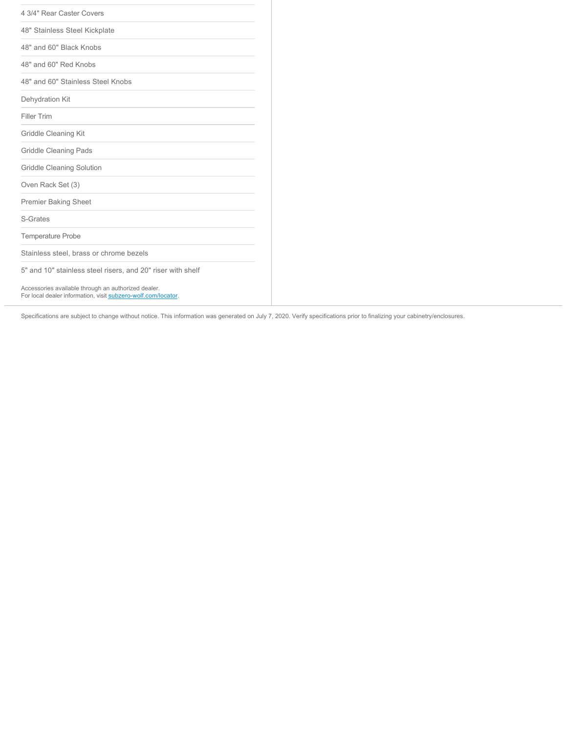- 4 3/4" Rear Caster Covers
- 48" Stainless Steel Kickplate
- 48" and 60" Black Knobs
- 48" and 60" Red Knobs
- 48" and 60" Stainless Steel Knobs
- Dehydration Kit
- Filler Trim
- Griddle Cleaning Kit
- Griddle Cleaning Pads
- Griddle Cleaning Solution
- Oven Rack Set (3)
- Premier Baking Sheet
- S-Grates
- Temperature Probe
- Stainless steel, brass or chrome bezels
- 5" and 10" stainless steel risers, and 20" riser with shelf

Accessories available through an authorized dealer.
For local dealer information, visit subzero-wolf.com/locator.

Specifications are subject to change without notice. This information was generated on July 7, 2020. Verify specifications prior to finalizing your cabinetry/enclosures.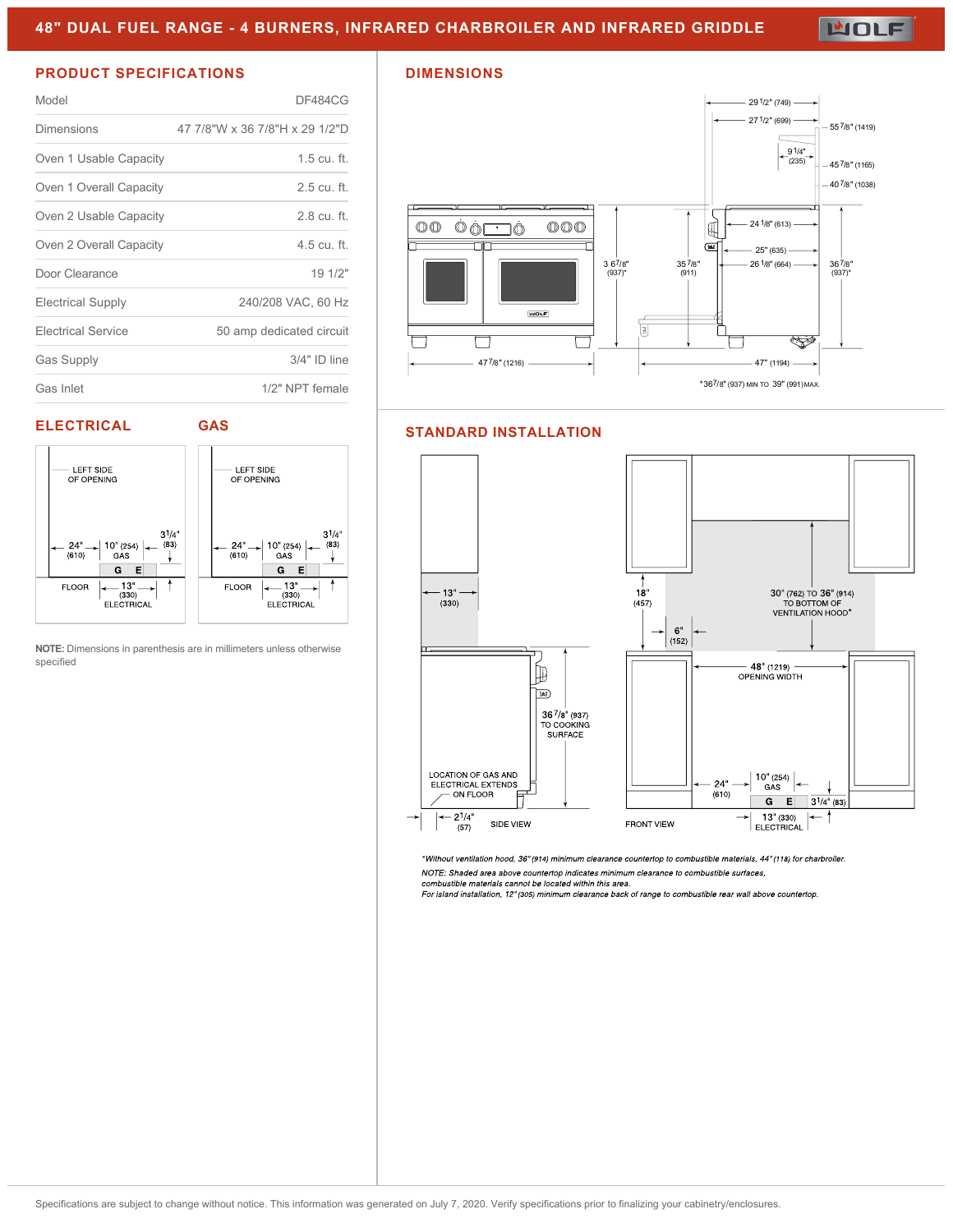# 48" DUAL FUEL RANGE - 4 BURNERS, INFRARED CHARBROILER AND INFRARED GRIDDLE

## PRODUCT SPECIFICATIONS

| | |
|---|---|
| Model | DF484CG |
| Dimensions | 47 7/8"W x 36 7/8"H x 29 1/2"D |
| Oven 1 Usable Capacity | 1.5 cu. ft. |
| Oven 1 Overall Capacity | 2.5 cu. ft. |
| Oven 2 Usable Capacity | 2.8 cu. ft. |
| Oven 2 Overall Capacity | 4.5 cu. ft. |
| Door Clearance | 19 1/2" |
| Electrical Supply | 240/208 VAC, 60 Hz |
| Electrical Service | 50 amp dedicated circuit |
| Gas Supply | 3/4" ID line |
| Gas Inlet | 1/2" NPT female |

## ELECTRICAL

LEFT SIDE OF OPENING

24" (610)
10" (254) GAS
3 1/4" (83)
G E
FLOOR
13" (330) ELECTRICAL

## GAS

LEFT SIDE OF OPENING

24" (610)
10" (254) GAS
3 1/4" (83)
G E
FLOOR
13" (330) ELECTRICAL

**NOTE:** Dimensions in parenthesis are in millimeters unless otherwise specified

## DIMENSIONS

29 1/2" (749)
27 1/2" (699)
55 7/8" (1419)
9 1/4" (235)
45 7/8" (1165)
40 7/8" (1038)
24 1/8" (613)
25" (635)
26 1/8" (664)
3 6 7/8" (937)*
35 7/8" (911)
36 7/8" (937)*
47 7/8" (1216)
47" (1194)

*36 7/8" (937) MIN TO 39" (991) MAX.

## STANDARD INSTALLATION

13" (330)
18" (457)
6" (152)
30" (762) TO 36" (914) TO BOTTOM OF VENTILATION HOOD*
48" (1219) OPENING WIDTH
36 7/8" (937) TO COOKING SURFACE
LOCATION OF GAS AND ELECTRICAL EXTENDS ON FLOOR
2 1/4" (57)
SIDE VIEW
24" (610)
10" (254) GAS
G E
3 1/4" (83)
13" (330) ELECTRICAL
FRONT VIEW

*Without ventilation hood, 36" (914) minimum clearance countertop to combustible materials, 44" (118) for charbroiler.*

*NOTE: Shaded area above countertop indicates minimum clearance to combustible surfaces, combustible materials cannot be located within this area.*

*For island installation, 12" (305) minimum clearance back of range to combustible rear wall above countertop.*

Specifications are subject to change without notice. This information was generated on July 7, 2020. Verify specifications prior to finalizing your cabinetry/enclosures.